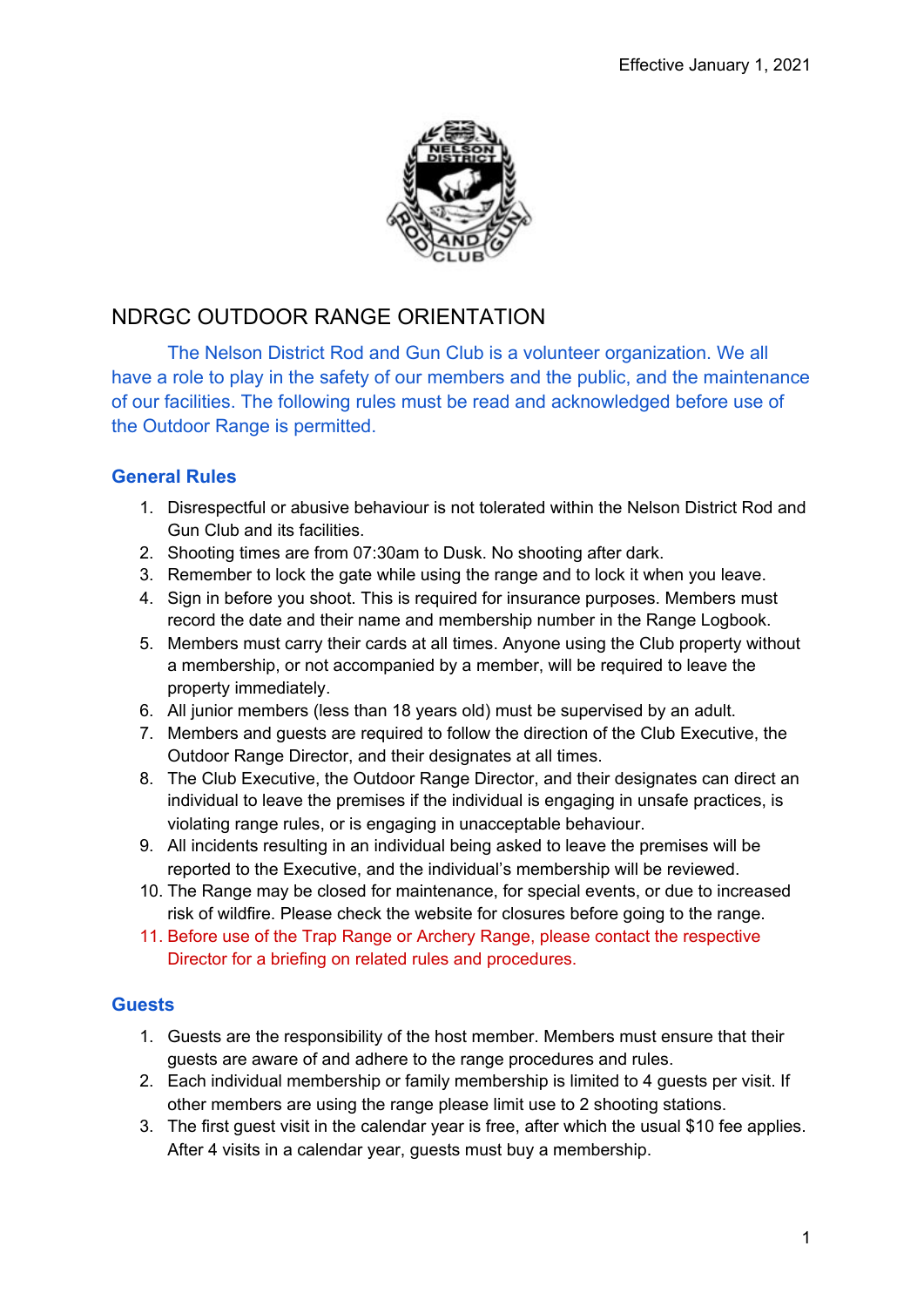Effective January 1, 2021

# NDRGC OUTDOOR RANGE ORIENTATION

The Nelson District Rod and Gun Club is a volunteer organization. We all have a role to play in the safety of our members and the public, and the maintenance of our facilities. The following rules must be read and acknowledged before use of the Outdoor Range is permitted.

## General Rules

1. Disrespectful or abusive behaviour is not tolerated within the Nelson District Rod and Gun Club and its facilities.
2. Shooting times are from 07:30am to Dusk. No shooting after dark.
3. Remember to lock the gate while using the range and to lock it when you leave.
4. Sign in before you shoot. This is required for insurance purposes. Members must record the date and their name and membership number in the Range Logbook.
5. Members must carry their cards at all times. Anyone using the Club property without a membership, or not accompanied by a member, will be required to leave the property immediately.
6. All junior members (less than 18 years old) must be supervised by an adult.
7. Members and guests are required to follow the direction of the Club Executive, the Outdoor Range Director, and their designates at all times.
8. The Club Executive, the Outdoor Range Director, and their designates can direct an individual to leave the premises if the individual is engaging in unsafe practices, is violating range rules, or is engaging in unacceptable behaviour.
9. All incidents resulting in an individual being asked to leave the premises will be reported to the Executive, and the individual's membership will be reviewed.
10. The Range may be closed for maintenance, for special events, or due to increased risk of wildfire. Please check the website for closures before going to the range.
11. Before use of the Trap Range or Archery Range, please contact the respective Director for a briefing on related rules and procedures.

## Guests

1. Guests are the responsibility of the host member. Members must ensure that their guests are aware of and adhere to the range procedures and rules.
2. Each individual membership or family membership is limited to 4 guests per visit. If other members are using the range please limit use to 2 shooting stations.
3. The first guest visit in the calendar year is free, after which the usual $10 fee applies. After 4 visits in a calendar year, guests must buy a membership.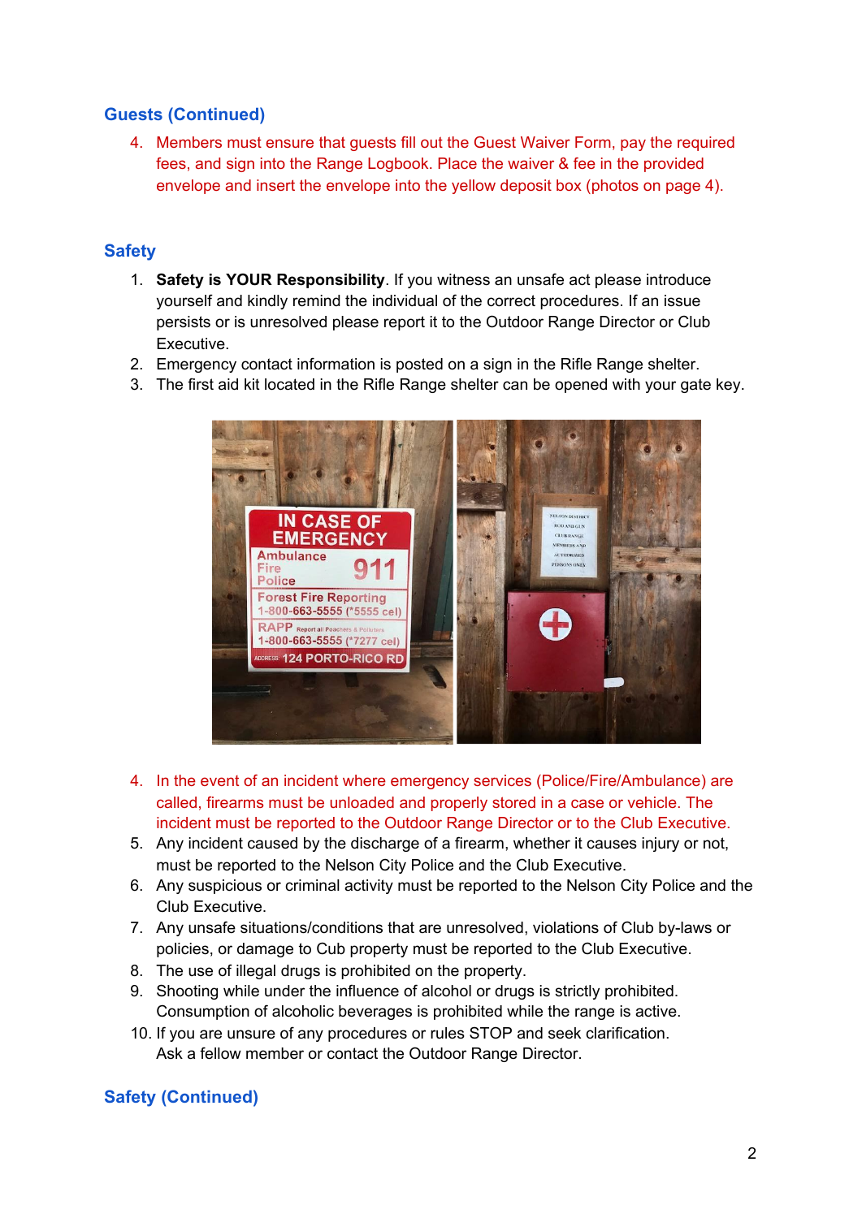## Guests (Continued)

4. Members must ensure that guests fill out the Guest Waiver Form, pay the required fees, and sign into the Range Logbook. Place the waiver & fee in the provided envelope and insert the envelope into the yellow deposit box (photos on page 4).

## Safety

1. **Safety is YOUR Responsibility**. If you witness an unsafe act please introduce yourself and kindly remind the individual of the correct procedures. If an issue persists or is unresolved please report it to the Outdoor Range Director or Club Executive.
2. Emergency contact information is posted on a sign in the Rifle Range shelter.
3. The first aid kit located in the Rifle Range shelter can be opened with your gate key.
4. In the event of an incident where emergency services (Police/Fire/Ambulance) are called, firearms must be unloaded and properly stored in a case or vehicle. The incident must be reported to the Outdoor Range Director or to the Club Executive.
5. Any incident caused by the discharge of a firearm, whether it causes injury or not, must be reported to the Nelson City Police and the Club Executive.
6. Any suspicious or criminal activity must be reported to the Nelson City Police and the Club Executive.
7. Any unsafe situations/conditions that are unresolved, violations of Club by-laws or policies, or damage to Cub property must be reported to the Club Executive.
8. The use of illegal drugs is prohibited on the property.
9. Shooting while under the influence of alcohol or drugs is strictly prohibited. Consumption of alcoholic beverages is prohibited while the range is active.
10. If you are unsure of any procedures or rules STOP and seek clarification. Ask a fellow member or contact the Outdoor Range Director.

## Safety (Continued)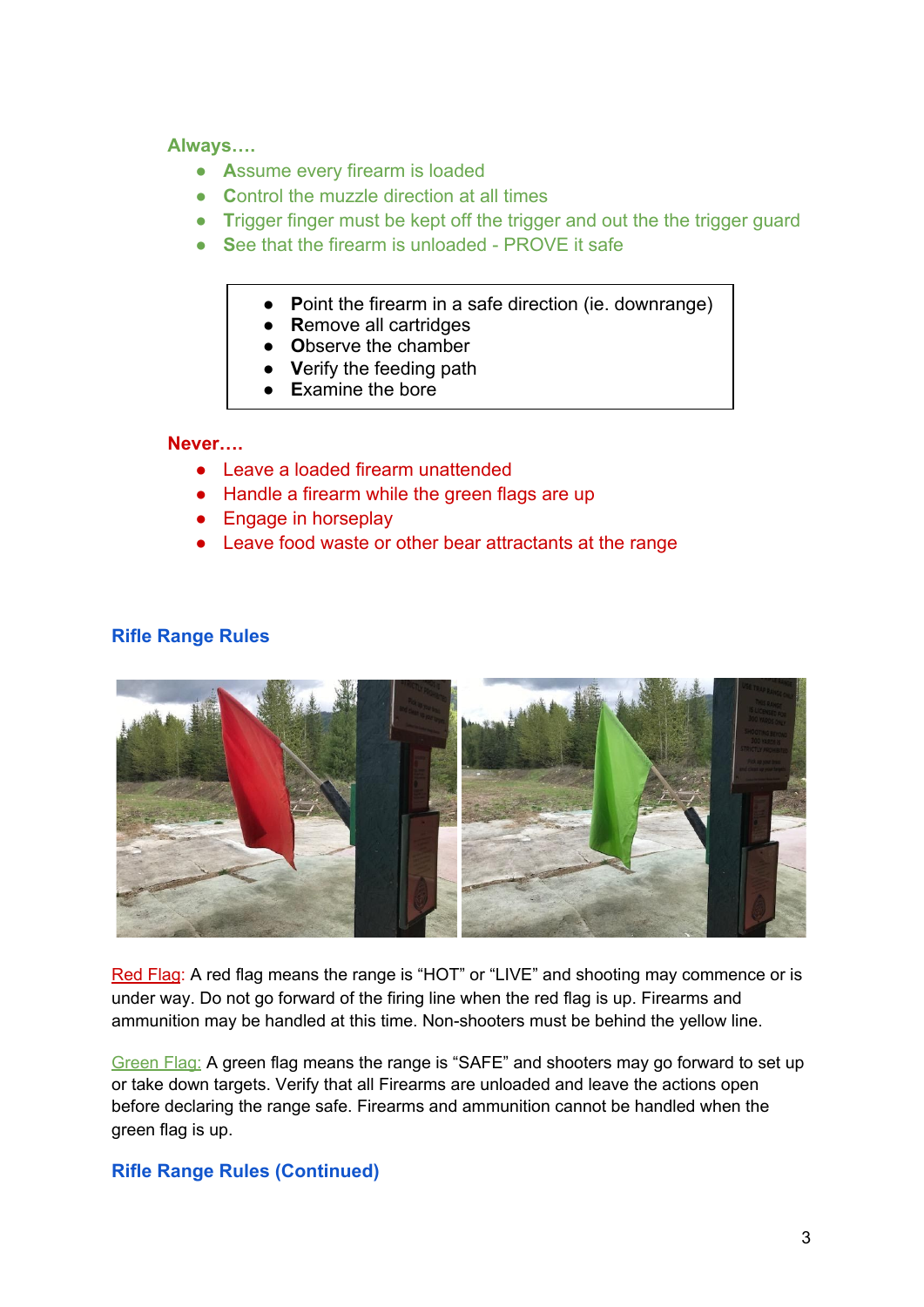**Always….**

- **A**ssume every firearm is loaded
- **C**ontrol the muzzle direction at all times
- **T**rigger finger must be kept off the trigger and out the the trigger guard
- **S**ee that the firearm is unloaded - PROVE it safe

> - **P**oint the firearm in a safe direction (ie. downrange)
> - **R**emove all cartridges
> - **O**bserve the chamber
> - **V**erify the feeding path
> - **E**xamine the bore

**Never….**

- Leave a loaded firearm unattended
- Handle a firearm while the green flags are up
- Engage in horseplay
- Leave food waste or other bear attractants at the range

## Rifle Range Rules

Red Flag: A red flag means the range is "HOT" or "LIVE" and shooting may commence or is under way. Do not go forward of the firing line when the red flag is up. Firearms and ammunition may be handled at this time. Non-shooters must be behind the yellow line.

Green Flag: A green flag means the range is "SAFE" and shooters may go forward to set up or take down targets. Verify that all Firearms are unloaded and leave the actions open before declaring the range safe. Firearms and ammunition cannot be handled when the green flag is up.

## Rifle Range Rules (Continued)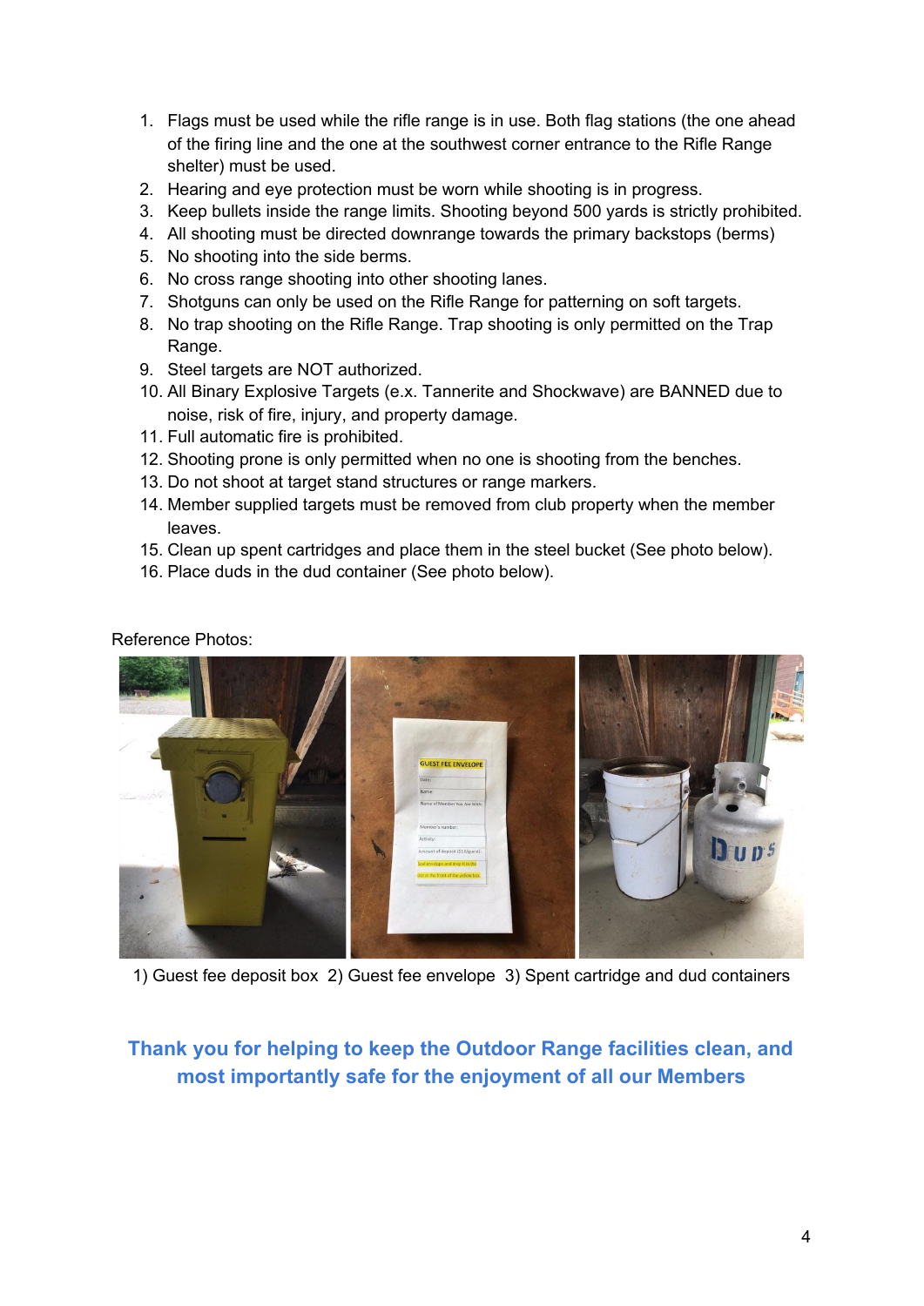1. Flags must be used while the rifle range is in use. Both flag stations (the one ahead of the firing line and the one at the southwest corner entrance to the Rifle Range shelter) must be used.
2. Hearing and eye protection must be worn while shooting is in progress.
3. Keep bullets inside the range limits. Shooting beyond 500 yards is strictly prohibited.
4. All shooting must be directed downrange towards the primary backstops (berms)
5. No shooting into the side berms.
6. No cross range shooting into other shooting lanes.
7. Shotguns can only be used on the Rifle Range for patterning on soft targets.
8. No trap shooting on the Rifle Range. Trap shooting is only permitted on the Trap Range.
9. Steel targets are NOT authorized.
10. All Binary Explosive Targets (e.x. Tannerite and Shockwave) are BANNED due to noise, risk of fire, injury, and property damage.
11. Full automatic fire is prohibited.
12. Shooting prone is only permitted when no one is shooting from the benches.
13. Do not shoot at target stand structures or range markers.
14. Member supplied targets must be removed from club property when the member leaves.
15. Clean up spent cartridges and place them in the steel bucket (See photo below).
16. Place duds in the dud container (See photo below).

Reference Photos:

1) Guest fee deposit box 2) Guest fee envelope 3) Spent cartridge and dud containers

**Thank you for helping to keep the Outdoor Range facilities clean, and most importantly safe for the enjoyment of all our Members**